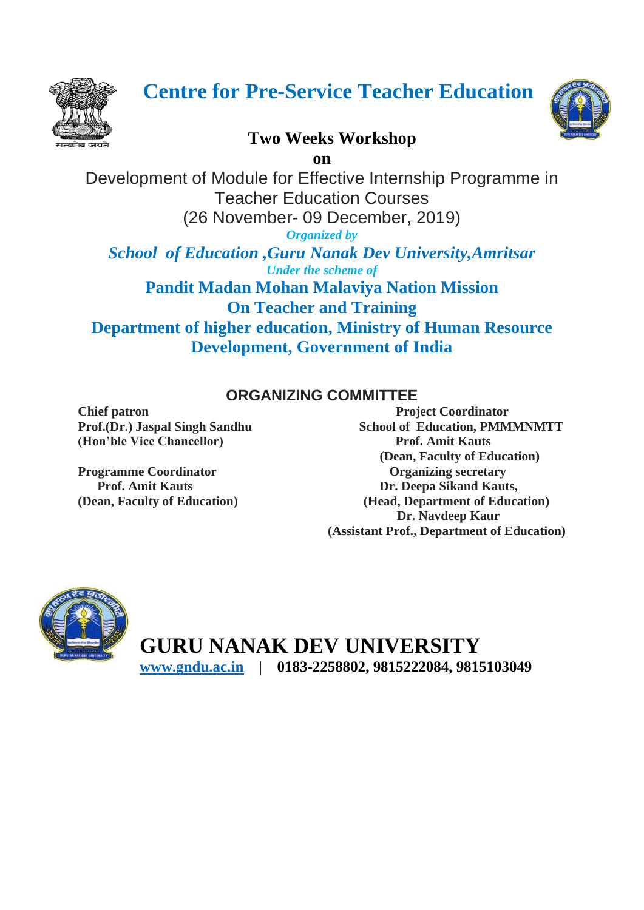# Centre for Pre-Service Teacher Education

## Two Weeks Workshop

**on**

Development of Module for Effective Internship Programme in Teacher Education Courses

(26 November- 09 December, 2019)

*Organized by*

***School of Education ,Guru Nanak Dev University,Amritsar***

*Under the scheme of*

**Pandit Madan Mohan Malaviya Nation Mission On Teacher and Training**

**Department of higher education, Ministry of Human Resource Development, Government of India**

## ORGANIZING COMMITTEE

**Chief patron**
**Prof.(Dr.) Jaspal Singh Sandhu**
**(Hon'ble Vice Chancellor)**

**Programme Coordinator**
**Prof. Amit Kauts**
**(Dean, Faculty of Education)**

**Project Coordinator**
**School of Education, PMMMNMTT**
**Prof. Amit Kauts**
**(Dean, Faculty of Education)**

**Organizing secretary**
**Dr. Deepa Sikand Kauts,**
**(Head, Department of Education)**
**Dr. Navdeep Kaur**
**(Assistant Prof., Department of Education)**

# GURU NANAK DEV UNIVERSITY

**www.gndu.ac.in | 0183-2258802, 9815222084, 9815103049**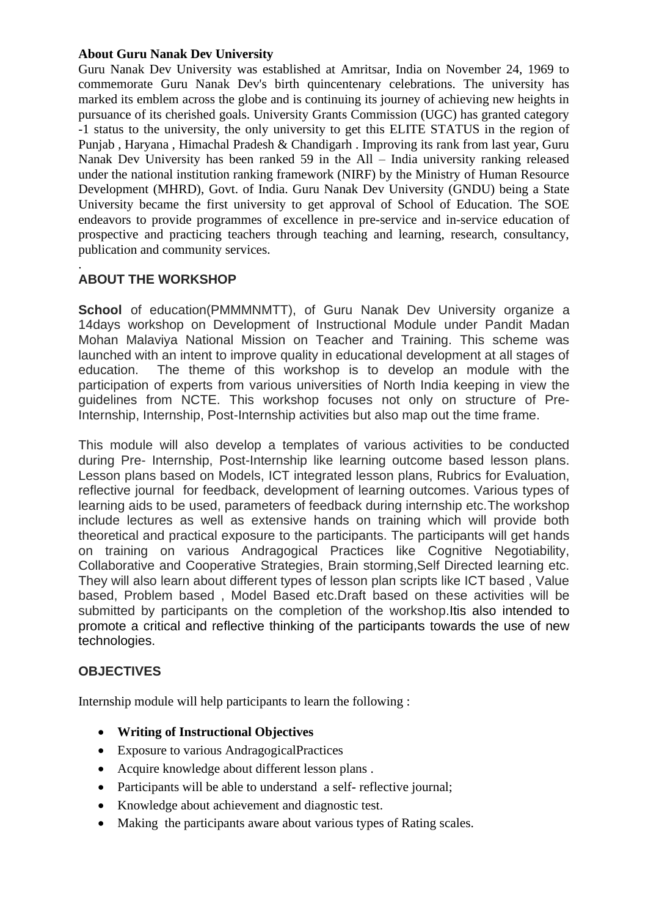**About Guru Nanak Dev University**

Guru Nanak Dev University was established at Amritsar, India on November 24, 1969 to commemorate Guru Nanak Dev's birth quincentenary celebrations. The university has marked its emblem across the globe and is continuing its journey of achieving new heights in pursuance of its cherished goals. University Grants Commission (UGC) has granted category -1 status to the university, the only university to get this ELITE STATUS in the region of Punjab , Haryana , Himachal Pradesh & Chandigarh . Improving its rank from last year, Guru Nanak Dev University has been ranked 59 in the All – India university ranking released under the national institution ranking framework (NIRF) by the Ministry of Human Resource Development (MHRD), Govt. of India. Guru Nanak Dev University (GNDU) being a State University became the first university to get approval of School of Education. The SOE endeavors to provide programmes of excellence in pre-service and in-service education of prospective and practicing teachers through teaching and learning, research, consultancy, publication and community services.

.

## ABOUT THE WORKSHOP

**School** of education(PMMMNMTT), of Guru Nanak Dev University organize a 14days workshop on Development of Instructional Module under Pandit Madan Mohan Malaviya National Mission on Teacher and Training. This scheme was launched with an intent to improve quality in educational development at all stages of education. The theme of this workshop is to develop an module with the participation of experts from various universities of North India keeping in view the guidelines from NCTE. This workshop focuses not only on structure of Pre-Internship, Internship, Post-Internship activities but also map out the time frame.

This module will also develop a templates of various activities to be conducted during Pre- Internship, Post-Internship like learning outcome based lesson plans. Lesson plans based on Models, ICT integrated lesson plans, Rubrics for Evaluation, reflective journal for feedback, development of learning outcomes. Various types of learning aids to be used, parameters of feedback during internship etc.The workshop include lectures as well as extensive hands on training which will provide both theoretical and practical exposure to the participants. The participants will get hands on training on various Andragogical Practices like Cognitive Negotiability, Collaborative and Cooperative Strategies, Brain storming,Self Directed learning etc. They will also learn about different types of lesson plan scripts like ICT based , Value based, Problem based , Model Based etc.Draft based on these activities will be submitted by participants on the completion of the workshop.Itis also intended to promote a critical and reflective thinking of the participants towards the use of new technologies.

## OBJECTIVES

Internship module will help participants to learn the following :

- **Writing of Instructional Objectives**
- Exposure to various AndragogicalPractices
- Acquire knowledge about different lesson plans .
- Participants will be able to understand a self- reflective journal;
- Knowledge about achievement and diagnostic test.
- Making the participants aware about various types of Rating scales.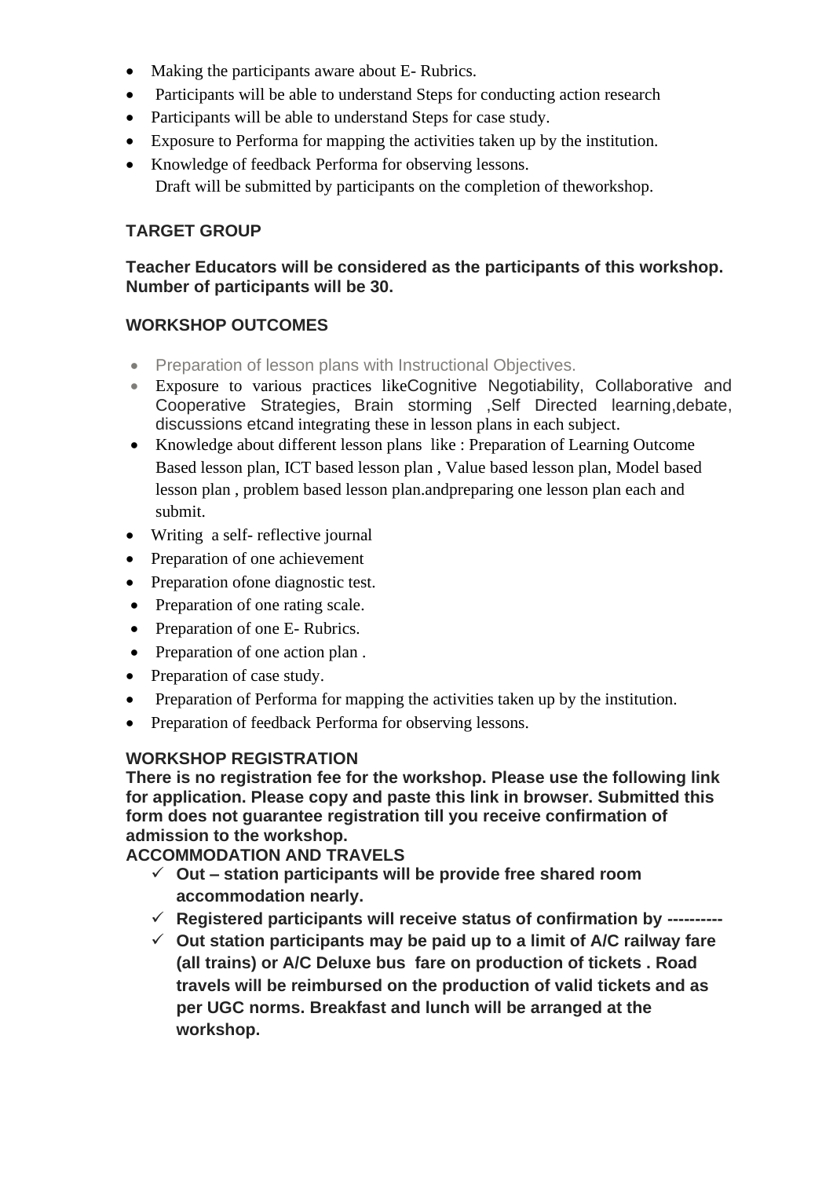- Making the participants aware about E- Rubrics.
- Participants will be able to understand Steps for conducting action research
- Participants will be able to understand Steps for case study.
- Exposure to Performa for mapping the activities taken up by the institution.
- Knowledge of feedback Performa for observing lessons.
  Draft will be submitted by participants on the completion of theworkshop.

**TARGET GROUP**

**Teacher Educators will be considered as the participants of this workshop. Number of participants will be 30.**

**WORKSHOP OUTCOMES**

- Preparation of lesson plans with Instructional Objectives.
- Exposure to various practices likeCognitive Negotiability, Collaborative and Cooperative Strategies, Brain storming ,Self Directed learning,debate, discussions etcand integrating these in lesson plans in each subject.
- Knowledge about different lesson plans like : Preparation of Learning Outcome Based lesson plan, ICT based lesson plan , Value based lesson plan, Model based lesson plan , problem based lesson plan.andpreparing one lesson plan each and submit.
- Writing a self- reflective journal
- Preparation of one achievement
- Preparation ofone diagnostic test.
- Preparation of one rating scale.
- Preparation of one E- Rubrics.
- Preparation of one action plan .
- Preparation of case study.
- Preparation of Performa for mapping the activities taken up by the institution.
- Preparation of feedback Performa for observing lessons.

**WORKSHOP REGISTRATION**

**There is no registration fee for the workshop. Please use the following link for application. Please copy and paste this link in browser. Submitted this form does not guarantee registration till you receive confirmation of admission to the workshop.**

**ACCOMMODATION AND TRAVELS**

- ✓ **Out – station participants will be provide free shared room accommodation nearly.**
- ✓ **Registered participants will receive status of confirmation by ----------**
- ✓ **Out station participants may be paid up to a limit of A/C railway fare (all trains) or A/C Deluxe bus fare on production of tickets . Road travels will be reimbursed on the production of valid tickets and as per UGC norms. Breakfast and lunch will be arranged at the workshop.**